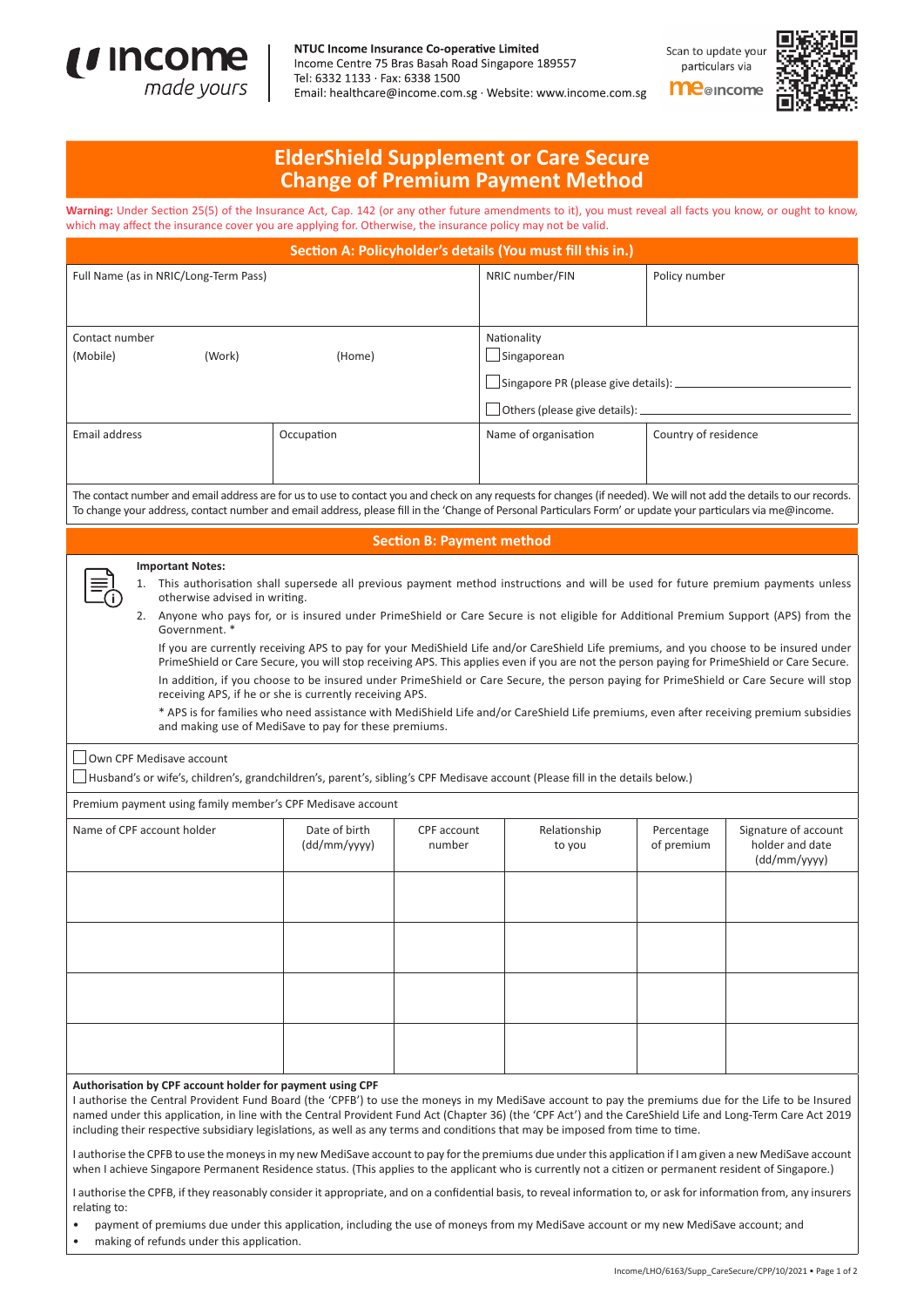income made yours

**NTUC Income Insurance Co-operative Limited**
Income Centre 75 Bras Basah Road Singapore 189557
Tel: 6332 1133 · Fax: 6338 1500
Email: healthcare@income.com.sg · Website: www.income.com.sg

Scan to update your particulars via me@income

# ElderShield Supplement or Care Secure Change of Premium Payment Method

**Warning:** Under Section 25(5) of the Insurance Act, Cap. 142 (or any other future amendments to it), you must reveal all facts you know, or ought to know, which may affect the insurance cover you are applying for. Otherwise, the insurance policy may not be valid.

## Section A: Policyholder's details (You must fill this in.)

| Full Name (as in NRIC/Long-Term Pass) | | NRIC number/FIN | Policy number |
|---|---|---|---|
| Contact number (Mobile) (Work) (Home) | | Nationality ☐ Singaporean ☐ Singapore PR (please give details): ____ ☐ Others (please give details): ____ | |
| Email address | Occupation | Name of organisation | Country of residence |

The contact number and email address are for us to use to contact you and check on any requests for changes (if needed). We will not add the details to our records. To change your address, contact number and email address, please fill in the 'Change of Personal Particulars Form' or update your particulars via me@income.

## Section B: Payment method

**Important Notes:**

1. This authorisation shall supersede all previous payment method instructions and will be used for future premium payments unless otherwise advised in writing.
2. Anyone who pays for, or is insured under PrimeShield or Care Secure is not eligible for Additional Premium Support (APS) from the Government. *

   If you are currently receiving APS to pay for your MediShield Life and/or CareShield Life premiums, and you choose to be insured under PrimeShield or Care Secure, you will stop receiving APS. This applies even if you are not the person paying for PrimeShield or Care Secure.

   In addition, if you choose to be insured under PrimeShield or Care Secure, the person paying for PrimeShield or Care Secure will stop receiving APS, if he or she is currently receiving APS.

   * APS is for families who need assistance with MediShield Life and/or CareShield Life premiums, even after receiving premium subsidies and making use of MediSave to pay for these premiums.

☐ Own CPF Medisave account
☐ Husband's or wife's, children's, grandchildren's, parent's, sibling's CPF Medisave account (Please fill in the details below.)

Premium payment using family member's CPF Medisave account

| Name of CPF account holder | Date of birth (dd/mm/yyyy) | CPF account number | Relationship to you | Percentage of premium | Signature of account holder and date (dd/mm/yyyy) |
|---|---|---|---|---|---|
| | | | | | |
| | | | | | |
| | | | | | |
| | | | | | |

**Authorisation by CPF account holder for payment using CPF**

I authorise the Central Provident Fund Board (the 'CPFB') to use the moneys in my MediSave account to pay the premiums due for the Life to be Insured named under this application, in line with the Central Provident Fund Act (Chapter 36) (the 'CPF Act') and the CareShield Life and Long-Term Care Act 2019 including their respective subsidiary legislations, as well as any terms and conditions that may be imposed from time to time.

I authorise the CPFB to use the moneys in my new MediSave account to pay for the premiums due under this application if I am given a new MediSave account when I achieve Singapore Permanent Residence status. (This applies to the applicant who is currently not a citizen or permanent resident of Singapore.)

I authorise the CPFB, if they reasonably consider it appropriate, and on a confidential basis, to reveal information to, or ask for information from, any insurers relating to:

- payment of premiums due under this application, including the use of moneys from my MediSave account or my new MediSave account; and
- making of refunds under this application.

Income/LHO/6163/Supp_CareSecure/CPF/10/2021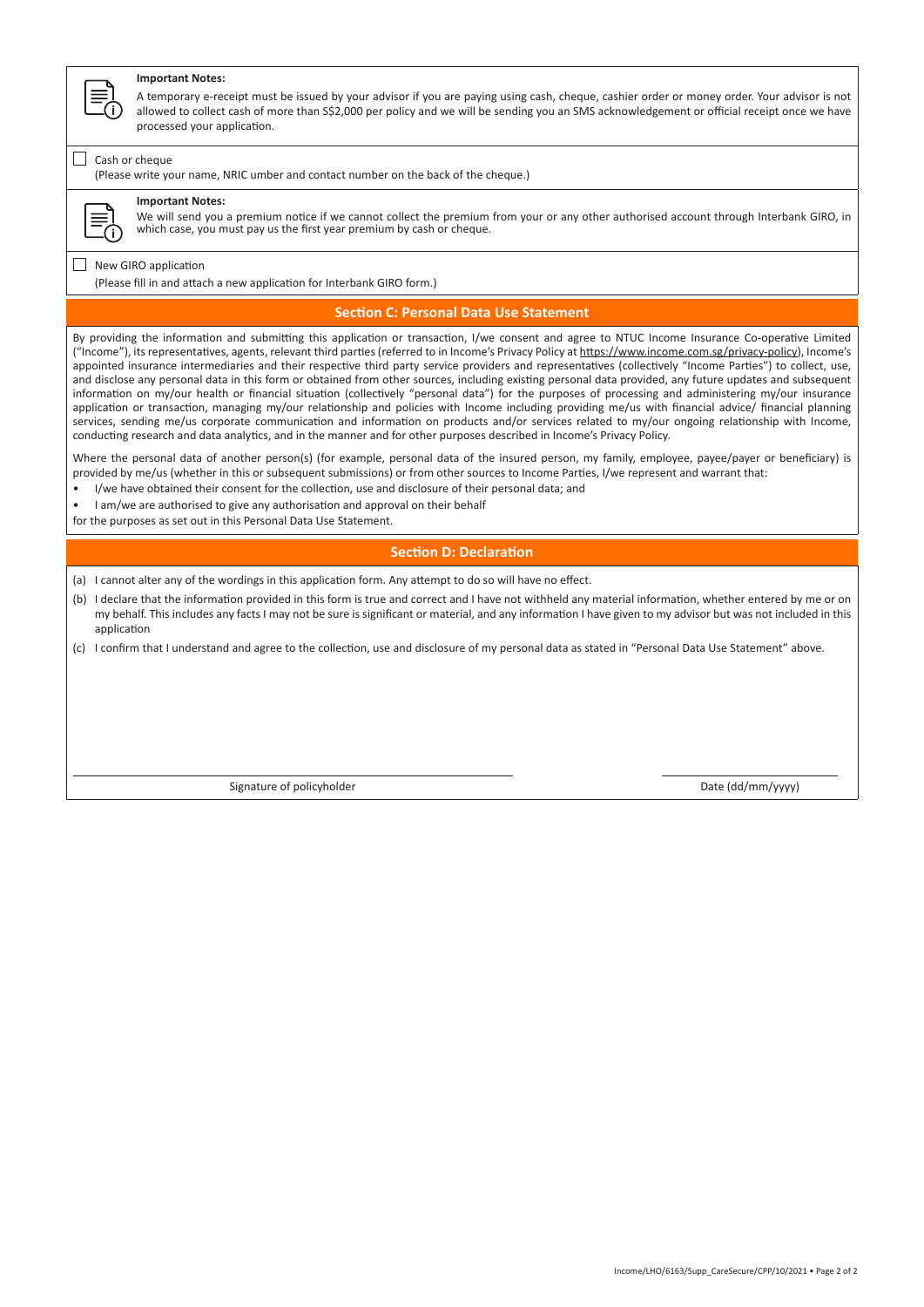**Important Notes:**

A temporary e-receipt must be issued by your advisor if you are paying using cash, cheque, cashier order or money order. Your advisor is not allowed to collect cash of more than S$2,000 per policy and we will be sending you an SMS acknowledgement or official receipt once we have processed your application.

☐ Cash or cheque
(Please write your name, NRIC umber and contact number on the back of the cheque.)

**Important Notes:**

We will send you a premium notice if we cannot collect the premium from your or any other authorised account through Interbank GIRO, in which case, you must pay us the first year premium by cash or cheque.

☐ New GIRO application
(Please fill in and attach a new application for Interbank GIRO form.)

## Section C: Personal Data Use Statement

By providing the information and submitting this application or transaction, I/we consent and agree to NTUC Income Insurance Co-operative Limited ("Income"), its representatives, agents, relevant third parties (referred to in Income's Privacy Policy at https://www.income.com.sg/privacy-policy), Income's appointed insurance intermediaries and their respective third party service providers and representatives (collectively "Income Parties") to collect, use, and disclose any personal data in this form or obtained from other sources, including existing personal data provided, any future updates and subsequent information on my/our health or financial situation (collectively "personal data") for the purposes of processing and administering my/our insurance application or transaction, managing my/our relationship and policies with Income including providing me/us with financial advice/ financial planning services, sending me/us corporate communication and information on products and/or services related to my/our ongoing relationship with Income, conducting research and data analytics, and in the manner and for other purposes described in Income's Privacy Policy.

Where the personal data of another person(s) (for example, personal data of the insured person, my family, employee, payee/payer or beneficiary) is provided by me/us (whether in this or subsequent submissions) or from other sources to Income Parties, I/we represent and warrant that:

- I/we have obtained their consent for the collection, use and disclosure of their personal data; and
- I am/we are authorised to give any authorisation and approval on their behalf

for the purposes as set out in this Personal Data Use Statement.

## Section D: Declaration

(a) I cannot alter any of the wordings in this application form. Any attempt to do so will have no effect.

(b) I declare that the information provided in this form is true and correct and I have not withheld any material information, whether entered by me or on my behalf. This includes any facts I may not be sure is significant or material, and any information I have given to my advisor but was not included in this application

(c) I confirm that I understand and agree to the collection, use and disclosure of my personal data as stated in "Personal Data Use Statement" above.

______________________________ Signature of policyholder

______________ Date (dd/mm/yyyy)

Income/LHO/6163/Supp_CareSecure/CPP/10/2021